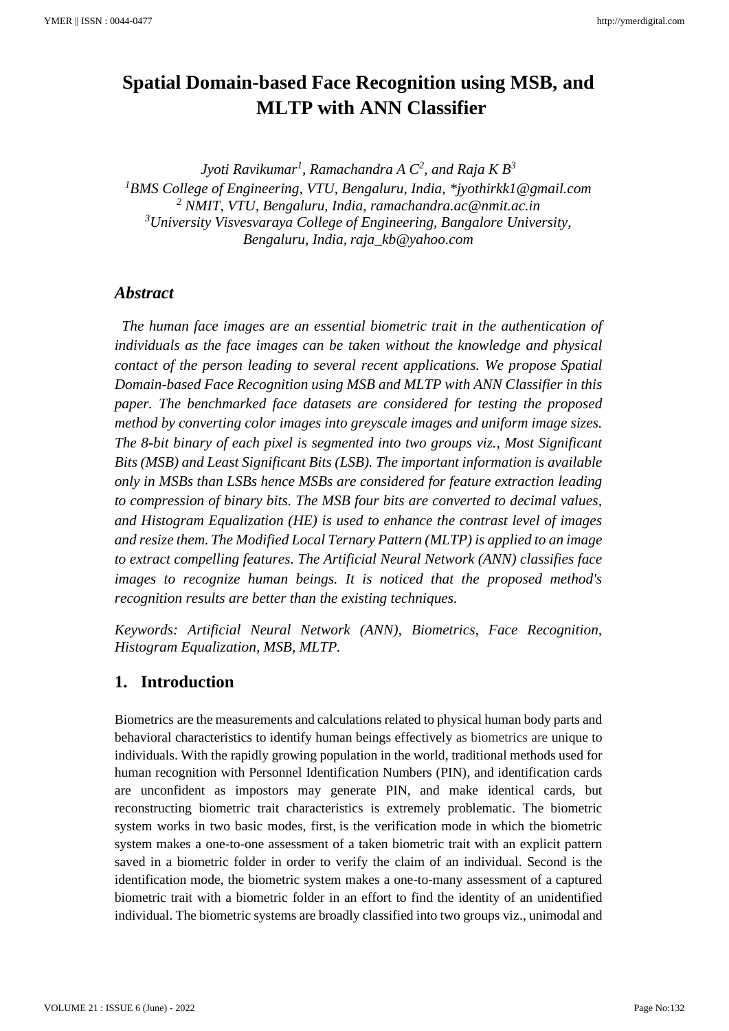# Spatial Domain-based Face Recognition using MSB, and MLTP with ANN Classifier

*Jyoti Ravikumar[1], Ramachandra A C[2], and Raja K B[3]*

*[1]BMS College of Engineering, VTU, Bengaluru, India, *jyothirkk1@gmail.com*
*[2] NMIT, VTU, Bengaluru, India, ramachandra.ac@nmit.ac.in*
*[3]University Visvesvaraya College of Engineering, Bangalore University, Bengaluru, India, raja_kb@yahoo.com*

## *Abstract*

*The human face images are an essential biometric trait in the authentication of individuals as the face images can be taken without the knowledge and physical contact of the person leading to several recent applications. We propose Spatial Domain-based Face Recognition using MSB and MLTP with ANN Classifier in this paper. The benchmarked face datasets are considered for testing the proposed method by converting color images into greyscale images and uniform image sizes. The 8-bit binary of each pixel is segmented into two groups viz., Most Significant Bits (MSB) and Least Significant Bits (LSB). The important information is available only in MSBs than LSBs hence MSBs are considered for feature extraction leading to compression of binary bits. The MSB four bits are converted to decimal values, and Histogram Equalization (HE) is used to enhance the contrast level of images and resize them. The Modified Local Ternary Pattern (MLTP) is applied to an image to extract compelling features. The Artificial Neural Network (ANN) classifies face images to recognize human beings. It is noticed that the proposed method's recognition results are better than the existing techniques.*

*Keywords: Artificial Neural Network (ANN), Biometrics, Face Recognition, Histogram Equalization, MSB, MLTP.*

## 1. Introduction

Biometrics are the measurements and calculations related to physical human body parts and behavioral characteristics to identify human beings effectively as biometrics are unique to individuals. With the rapidly growing population in the world, traditional methods used for human recognition with Personnel Identification Numbers (PIN), and identification cards are unconfident as impostors may generate PIN, and make identical cards, but reconstructing biometric trait characteristics is extremely problematic. The biometric system works in two basic modes, first, is the verification mode in which the biometric system makes a one-to-one assessment of a taken biometric trait with an explicit pattern saved in a biometric folder in order to verify the claim of an individual. Second is the identification mode, the biometric system makes a one-to-many assessment of a captured biometric trait with a biometric folder in an effort to find the identity of an unidentified individual. The biometric systems are broadly classified into two groups viz., unimodal and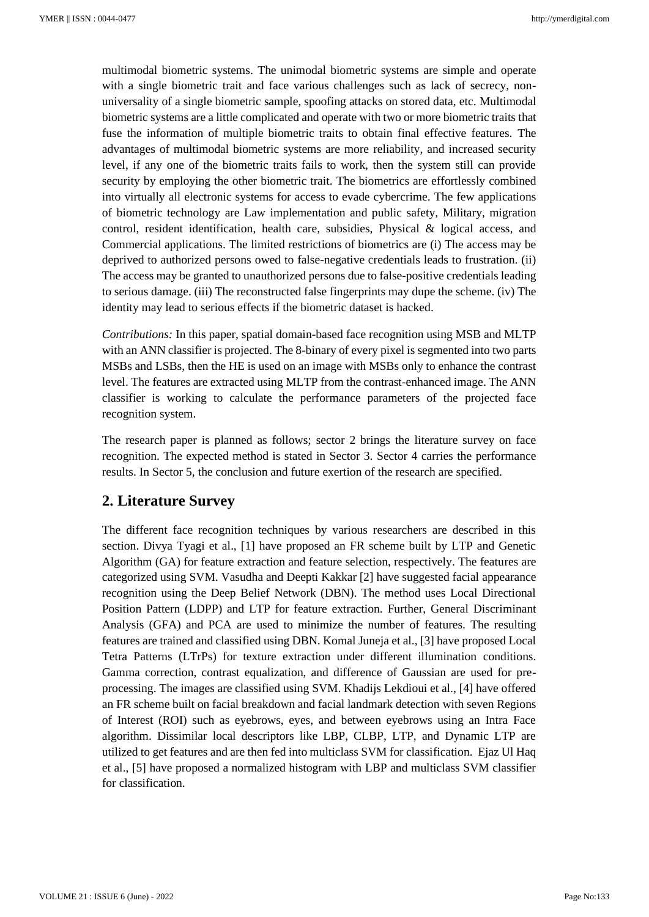multimodal biometric systems. The unimodal biometric systems are simple and operate with a single biometric trait and face various challenges such as lack of secrecy, non-universality of a single biometric sample, spoofing attacks on stored data, etc. Multimodal biometric systems are a little complicated and operate with two or more biometric traits that fuse the information of multiple biometric traits to obtain final effective features. The advantages of multimodal biometric systems are more reliability, and increased security level, if any one of the biometric traits fails to work, then the system still can provide security by employing the other biometric trait. The biometrics are effortlessly combined into virtually all electronic systems for access to evade cybercrime. The few applications of biometric technology are Law implementation and public safety, Military, migration control, resident identification, health care, subsidies, Physical & logical access, and Commercial applications. The limited restrictions of biometrics are (i) The access may be deprived to authorized persons owed to false-negative credentials leads to frustration. (ii) The access may be granted to unauthorized persons due to false-positive credentials leading to serious damage. (iii) The reconstructed false fingerprints may dupe the scheme. (iv) The identity may lead to serious effects if the biometric dataset is hacked.

*Contributions:* In this paper, spatial domain-based face recognition using MSB and MLTP with an ANN classifier is projected. The 8-binary of every pixel is segmented into two parts MSBs and LSBs, then the HE is used on an image with MSBs only to enhance the contrast level. The features are extracted using MLTP from the contrast-enhanced image. The ANN classifier is working to calculate the performance parameters of the projected face recognition system.

The research paper is planned as follows; sector 2 brings the literature survey on face recognition. The expected method is stated in Sector 3. Sector 4 carries the performance results. In Sector 5, the conclusion and future exertion of the research are specified.

## 2. Literature Survey

The different face recognition techniques by various researchers are described in this section. Divya Tyagi et al., [1] have proposed an FR scheme built by LTP and Genetic Algorithm (GA) for feature extraction and feature selection, respectively. The features are categorized using SVM. Vasudha and Deepti Kakkar [2] have suggested facial appearance recognition using the Deep Belief Network (DBN). The method uses Local Directional Position Pattern (LDPP) and LTP for feature extraction. Further, General Discriminant Analysis (GFA) and PCA are used to minimize the number of features. The resulting features are trained and classified using DBN. Komal Juneja et al., [3] have proposed Local Tetra Patterns (LTrPs) for texture extraction under different illumination conditions. Gamma correction, contrast equalization, and difference of Gaussian are used for pre-processing. The images are classified using SVM. Khadijs Lekdioui et al., [4] have offered an FR scheme built on facial breakdown and facial landmark detection with seven Regions of Interest (ROI) such as eyebrows, eyes, and between eyebrows using an Intra Face algorithm. Dissimilar local descriptors like LBP, CLBP, LTP, and Dynamic LTP are utilized to get features and are then fed into multiclass SVM for classification. Ejaz Ul Haq et al., [5] have proposed a normalized histogram with LBP and multiclass SVM classifier for classification.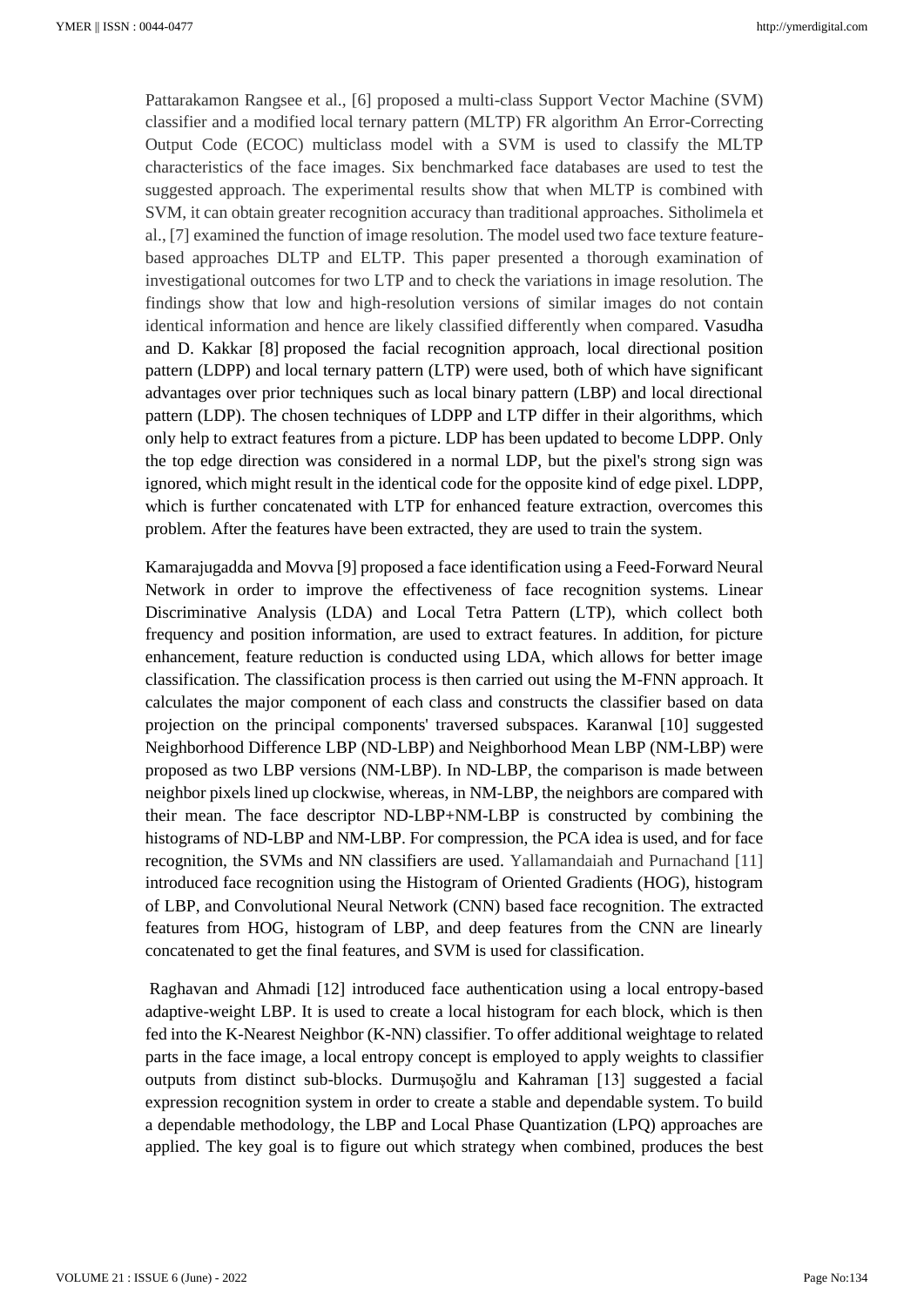Pattarakamon Rangsee et al., [6] proposed a multi-class Support Vector Machine (SVM) classifier and a modified local ternary pattern (MLTP) FR algorithm An Error-Correcting Output Code (ECOC) multiclass model with a SVM is used to classify the MLTP characteristics of the face images. Six benchmarked face databases are used to test the suggested approach. The experimental results show that when MLTP is combined with SVM, it can obtain greater recognition accuracy than traditional approaches. Sitholimela et al., [7] examined the function of image resolution. The model used two face texture feature-based approaches DLTP and ELTP. This paper presented a thorough examination of investigational outcomes for two LTP and to check the variations in image resolution. The findings show that low and high-resolution versions of similar images do not contain identical information and hence are likely classified differently when compared. Vasudha and D. Kakkar [8] proposed the facial recognition approach, local directional position pattern (LDPP) and local ternary pattern (LTP) were used, both of which have significant advantages over prior techniques such as local binary pattern (LBP) and local directional pattern (LDP). The chosen techniques of LDPP and LTP differ in their algorithms, which only help to extract features from a picture. LDP has been updated to become LDPP. Only the top edge direction was considered in a normal LDP, but the pixel's strong sign was ignored, which might result in the identical code for the opposite kind of edge pixel. LDPP, which is further concatenated with LTP for enhanced feature extraction, overcomes this problem. After the features have been extracted, they are used to train the system.

Kamarajugadda and Movva [9] proposed a face identification using a Feed-Forward Neural Network in order to improve the effectiveness of face recognition systems. Linear Discriminative Analysis (LDA) and Local Tetra Pattern (LTP), which collect both frequency and position information, are used to extract features. In addition, for picture enhancement, feature reduction is conducted using LDA, which allows for better image classification. The classification process is then carried out using the M-FNN approach. It calculates the major component of each class and constructs the classifier based on data projection on the principal components' traversed subspaces. Karanwal [10] suggested Neighborhood Difference LBP (ND-LBP) and Neighborhood Mean LBP (NM-LBP) were proposed as two LBP versions (NM-LBP). In ND-LBP, the comparison is made between neighbor pixels lined up clockwise, whereas, in NM-LBP, the neighbors are compared with their mean. The face descriptor ND-LBP+NM-LBP is constructed by combining the histograms of ND-LBP and NM-LBP. For compression, the PCA idea is used, and for face recognition, the SVMs and NN classifiers are used. Yallamandaiah and Purnachand [11] introduced face recognition using the Histogram of Oriented Gradients (HOG), histogram of LBP, and Convolutional Neural Network (CNN) based face recognition. The extracted features from HOG, histogram of LBP, and deep features from the CNN are linearly concatenated to get the final features, and SVM is used for classification.

Raghavan and Ahmadi [12] introduced face authentication using a local entropy-based adaptive-weight LBP. It is used to create a local histogram for each block, which is then fed into the K-Nearest Neighbor (K-NN) classifier. To offer additional weightage to related parts in the face image, a local entropy concept is employed to apply weights to classifier outputs from distinct sub-blocks. Durmuşoğlu and Kahraman [13] suggested a facial expression recognition system in order to create a stable and dependable system. To build a dependable methodology, the LBP and Local Phase Quantization (LPQ) approaches are applied. The key goal is to figure out which strategy when combined, produces the best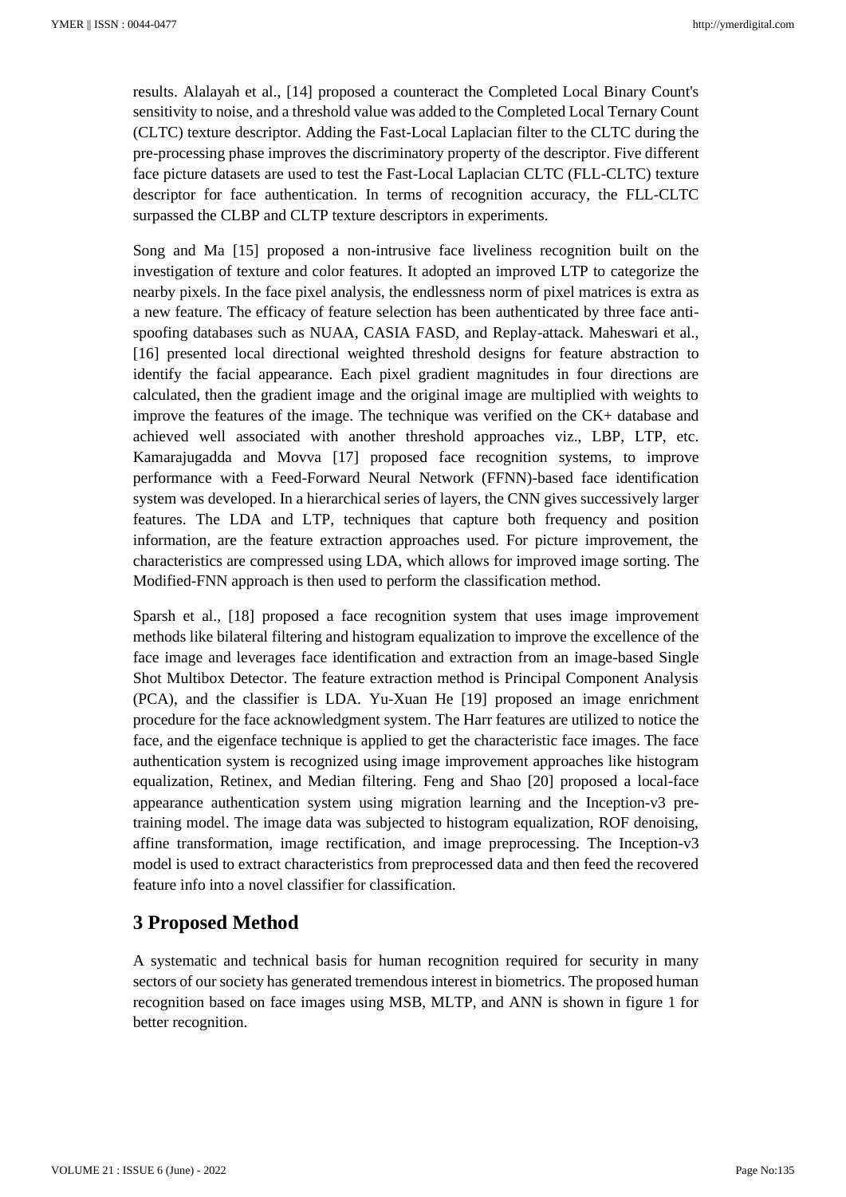results. Alalayah et al., [14] proposed a counteract the Completed Local Binary Count's sensitivity to noise, and a threshold value was added to the Completed Local Ternary Count (CLTC) texture descriptor. Adding the Fast-Local Laplacian filter to the CLTC during the pre-processing phase improves the discriminatory property of the descriptor. Five different face picture datasets are used to test the Fast-Local Laplacian CLTC (FLL-CLTC) texture descriptor for face authentication. In terms of recognition accuracy, the FLL-CLTC surpassed the CLBP and CLTP texture descriptors in experiments.

Song and Ma [15] proposed a non-intrusive face liveliness recognition built on the investigation of texture and color features. It adopted an improved LTP to categorize the nearby pixels. In the face pixel analysis, the endlessness norm of pixel matrices is extra as a new feature. The efficacy of feature selection has been authenticated by three face anti-spoofing databases such as NUAA, CASIA FASD, and Replay-attack. Maheswari et al., [16] presented local directional weighted threshold designs for feature abstraction to identify the facial appearance. Each pixel gradient magnitudes in four directions are calculated, then the gradient image and the original image are multiplied with weights to improve the features of the image. The technique was verified on the CK+ database and achieved well associated with another threshold approaches viz., LBP, LTP, etc. Kamarajugadda and Movva [17] proposed face recognition systems, to improve performance with a Feed-Forward Neural Network (FFNN)-based face identification system was developed. In a hierarchical series of layers, the CNN gives successively larger features. The LDA and LTP, techniques that capture both frequency and position information, are the feature extraction approaches used. For picture improvement, the characteristics are compressed using LDA, which allows for improved image sorting. The Modified-FNN approach is then used to perform the classification method.

Sparsh et al., [18] proposed a face recognition system that uses image improvement methods like bilateral filtering and histogram equalization to improve the excellence of the face image and leverages face identification and extraction from an image-based Single Shot Multibox Detector. The feature extraction method is Principal Component Analysis (PCA), and the classifier is LDA. Yu-Xuan He [19] proposed an image enrichment procedure for the face acknowledgment system. The Harr features are utilized to notice the face, and the eigenface technique is applied to get the characteristic face images. The face authentication system is recognized using image improvement approaches like histogram equalization, Retinex, and Median filtering. Feng and Shao [20] proposed a local-face appearance authentication system using migration learning and the Inception-v3 pre-training model. The image data was subjected to histogram equalization, ROF denoising, affine transformation, image rectification, and image preprocessing. The Inception-v3 model is used to extract characteristics from preprocessed data and then feed the recovered feature info into a novel classifier for classification.

## 3 Proposed Method

A systematic and technical basis for human recognition required for security in many sectors of our society has generated tremendous interest in biometrics. The proposed human recognition based on face images using MSB, MLTP, and ANN is shown in figure 1 for better recognition.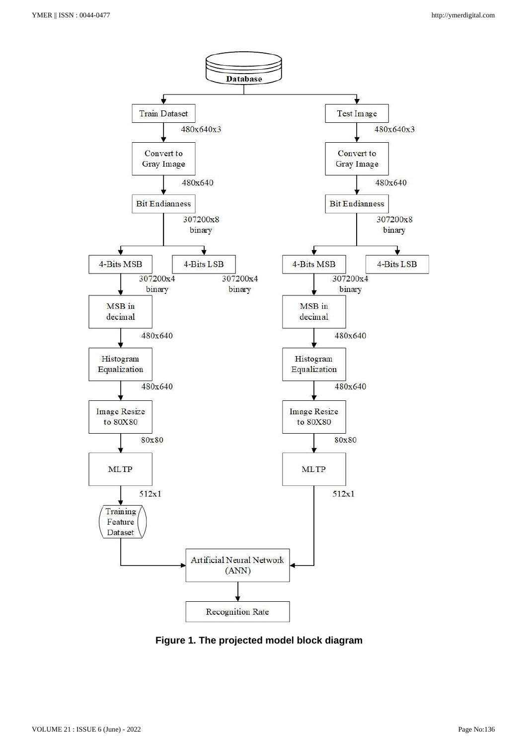**Figure 1. The projected model block diagram**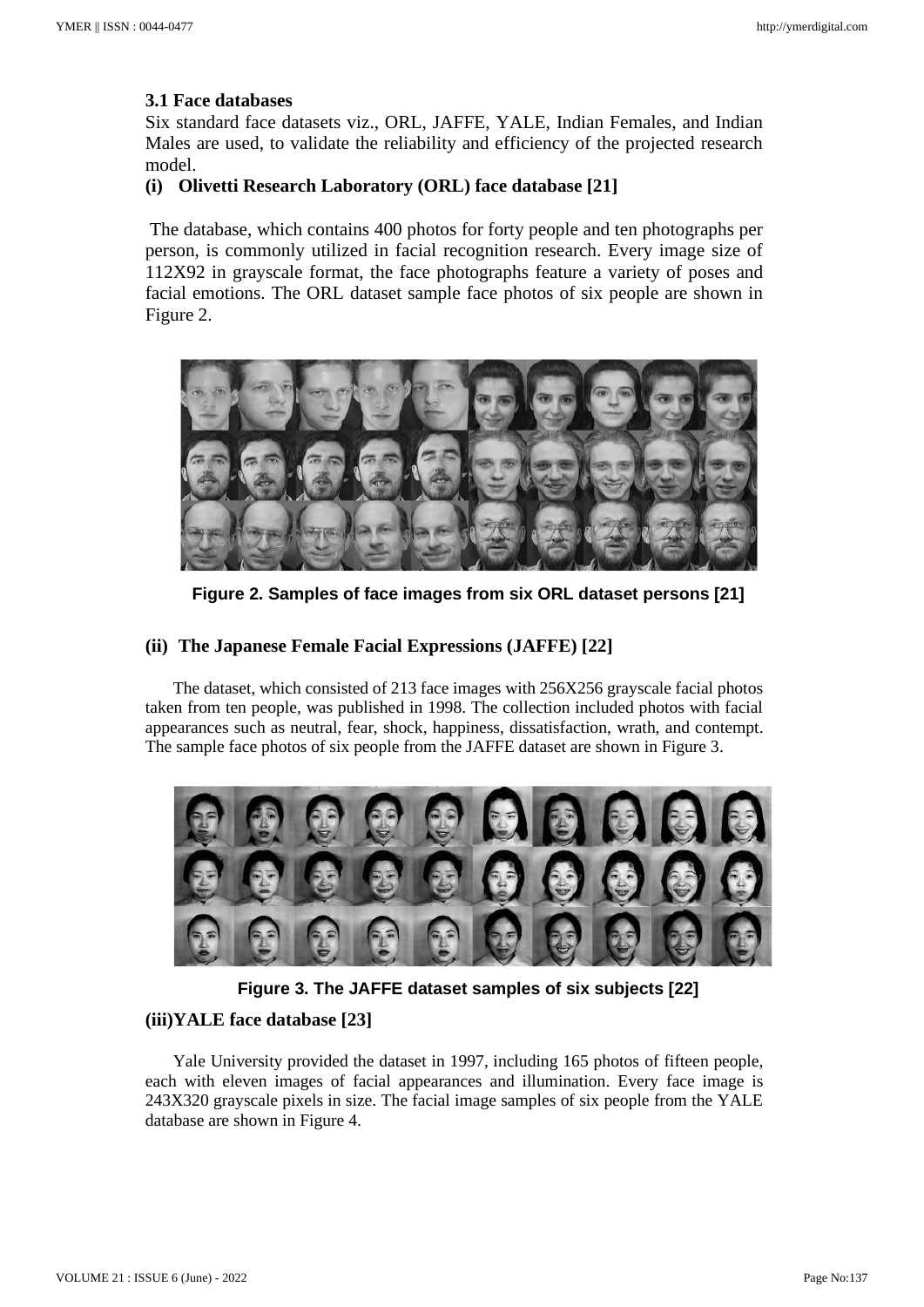### 3.1 Face databases

Six standard face datasets viz., ORL, JAFFE, YALE, Indian Females, and Indian Males are used, to validate the reliability and efficiency of the projected research model.

#### (i) Olivetti Research Laboratory (ORL) face database [21]

The database, which contains 400 photos for forty people and ten photographs per person, is commonly utilized in facial recognition research. Every image size of 112X92 in grayscale format, the face photographs feature a variety of poses and facial emotions. The ORL dataset sample face photos of six people are shown in Figure 2.

**Figure 2. Samples of face images from six ORL dataset persons [21]**

#### (ii) The Japanese Female Facial Expressions (JAFFE) [22]

The dataset, which consisted of 213 face images with 256X256 grayscale facial photos taken from ten people, was published in 1998. The collection included photos with facial appearances such as neutral, fear, shock, happiness, dissatisfaction, wrath, and contempt. The sample face photos of six people from the JAFFE dataset are shown in Figure 3.

**Figure 3. The JAFFE dataset samples of six subjects [22]**

#### (iii) YALE face database [23]

Yale University provided the dataset in 1997, including 165 photos of fifteen people, each with eleven images of facial appearances and illumination. Every face image is 243X320 grayscale pixels in size. The facial image samples of six people from the YALE database are shown in Figure 4.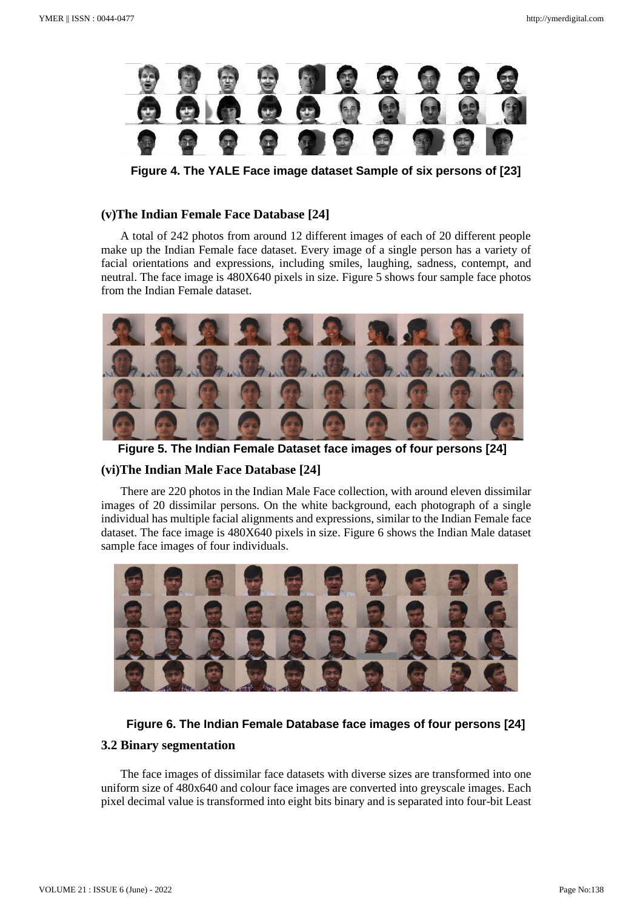Figure 4. The YALE Face image dataset Sample of six persons of [23]

### (v)The Indian Female Face Database [24]

A total of 242 photos from around 12 different images of each of 20 different people make up the Indian Female face dataset. Every image of a single person has a variety of facial orientations and expressions, including smiles, laughing, sadness, contempt, and neutral. The face image is 480X640 pixels in size. Figure 5 shows four sample face photos from the Indian Female dataset.

Figure 5. The Indian Female Dataset face images of four persons [24]

### (vi)The Indian Male Face Database [24]

There are 220 photos in the Indian Male Face collection, with around eleven dissimilar images of 20 dissimilar persons. On the white background, each photograph of a single individual has multiple facial alignments and expressions, similar to the Indian Female face dataset. The face image is 480X640 pixels in size. Figure 6 shows the Indian Male dataset sample face images of four individuals.

Figure 6. The Indian Female Database face images of four persons [24]

## 3.2 Binary segmentation

The face images of dissimilar face datasets with diverse sizes are transformed into one uniform size of 480x640 and colour face images are converted into greyscale images. Each pixel decimal value is transformed into eight bits binary and is separated into four-bit Least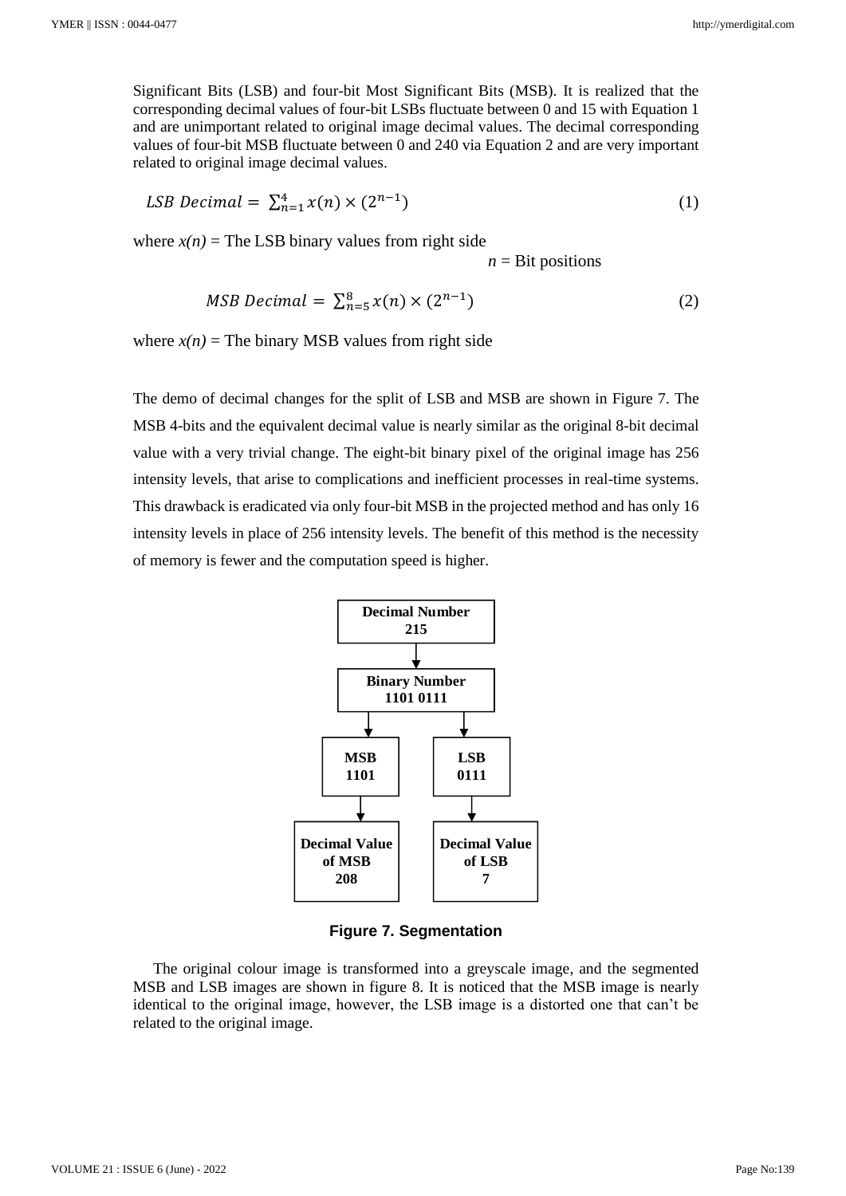Significant Bits (LSB) and four-bit Most Significant Bits (MSB). It is realized that the corresponding decimal values of four-bit LSBs fluctuate between 0 and 15 with Equation 1 and are unimportant related to original image decimal values. The decimal corresponding values of four-bit MSB fluctuate between 0 and 240 via Equation 2 and are very important related to original image decimal values.

$$LSB\ Decimal = \sum_{n=1}^{4} x(n) \times (2^{n-1}) \tag{1}$$

where $x(n)$ = The LSB binary values from right side

$n$ = Bit positions

$$MSB\ Decimal = \sum_{n=5}^{8} x(n) \times (2^{n-1}) \tag{2}$$

where $x(n)$ = The binary MSB values from right side

The demo of decimal changes for the split of LSB and MSB are shown in Figure 7. The MSB 4-bits and the equivalent decimal value is nearly similar as the original 8-bit decimal value with a very trivial change. The eight-bit binary pixel of the original image has 256 intensity levels, that arise to complications and inefficient processes in real-time systems. This drawback is eradicated via only four-bit MSB in the projected method and has only 16 intensity levels in place of 256 intensity levels. The benefit of this method is the necessity of memory is fewer and the computation speed is higher.

**Decimal Number 215** → **Binary Number 1101 0111** → **MSB 1101** → **Decimal Value of MSB 208**; **LSB 0111** → **Decimal Value of LSB 7**

**Figure 7. Segmentation**

The original colour image is transformed into a greyscale image, and the segmented MSB and LSB images are shown in figure 8. It is noticed that the MSB image is nearly identical to the original image, however, the LSB image is a distorted one that can't be related to the original image.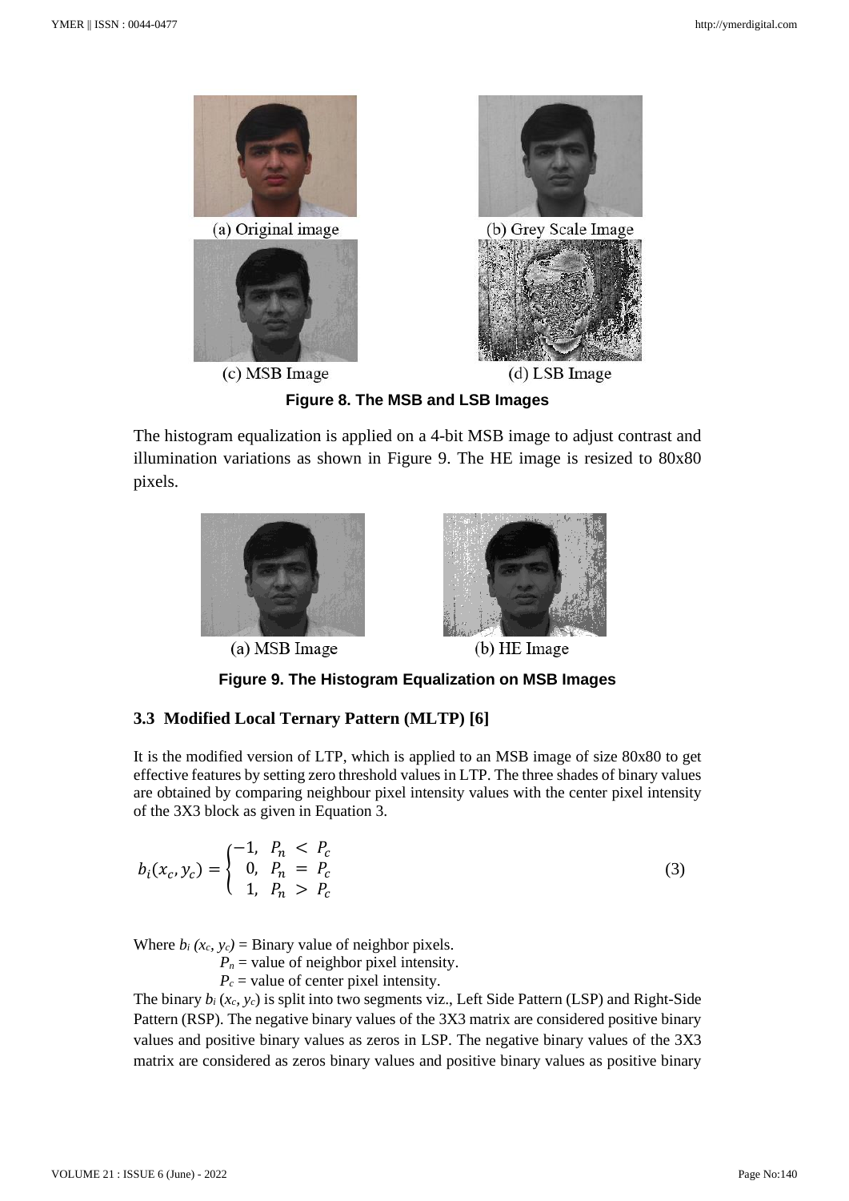(a) Original image

(b) Grey Scale Image

(c) MSB Image

(d) LSB Image

**Figure 8. The MSB and LSB Images**

The histogram equalization is applied on a 4-bit MSB image to adjust contrast and illumination variations as shown in Figure 9. The HE image is resized to 80x80 pixels.

(a) MSB Image

(b) HE Image

**Figure 9. The Histogram Equalization on MSB Images**

### 3.3 Modified Local Ternary Pattern (MLTP) [6]

It is the modified version of LTP, which is applied to an MSB image of size 80x80 to get effective features by setting zero threshold values in LTP. The three shades of binary values are obtained by comparing neighbour pixel intensity values with the center pixel intensity of the 3X3 block as given in Equation 3.

$$b_i(x_c, y_c) = \begin{cases} -1, & P_n < P_c \\ 0, & P_n = P_c \\ 1, & P_n > P_c \end{cases} \tag{3}$$

Where $b_i(x_c, y_c)$ = Binary value of neighbor pixels.

$P_n$ = value of neighbor pixel intensity.

$P_c$ = value of center pixel intensity.

The binary $b_i(x_c, y_c)$ is split into two segments viz., Left Side Pattern (LSP) and Right-Side Pattern (RSP). The negative binary values of the 3X3 matrix are considered positive binary values and positive binary values as zeros in LSP. The negative binary values of the 3X3 matrix are considered as zeros binary values and positive binary values as positive binary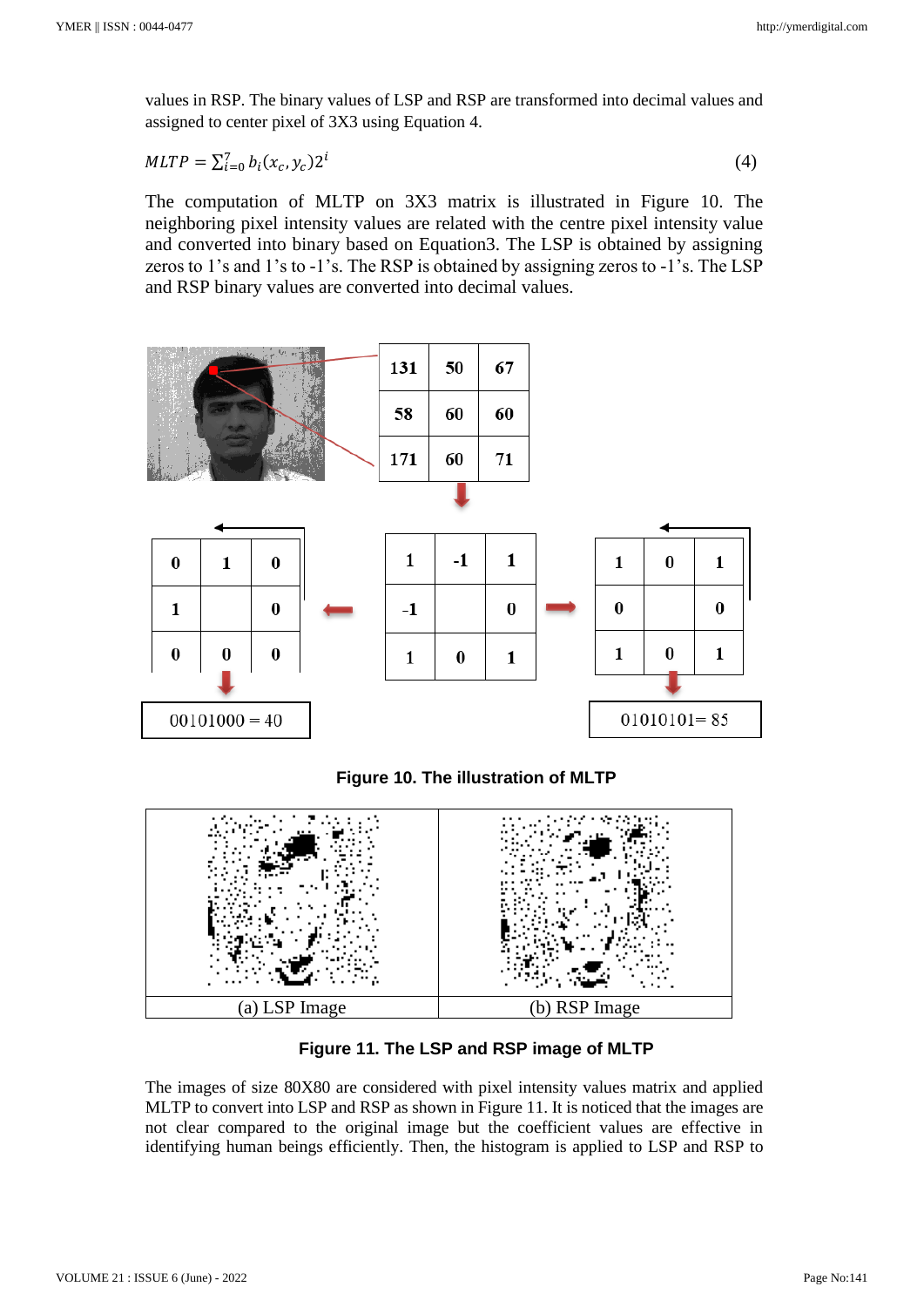values in RSP. The binary values of LSP and RSP are transformed into decimal values and assigned to center pixel of 3X3 using Equation 4.

$$MLTP = \sum_{i=0}^{7} b_i(x_c, y_c)2^i \tag{4}$$

The computation of MLTP on 3X3 matrix is illustrated in Figure 10. The neighboring pixel intensity values are related with the centre pixel intensity value and converted into binary based on Equation3. The LSP is obtained by assigning zeros to 1's and 1's to -1's. The RSP is obtained by assigning zeros to -1's. The LSP and RSP binary values are converted into decimal values.

| 131 | 50 | 67 |
|---|---|---|
| 58 | 60 | 60 |
| 171 | 60 | 71 |

| 1 | -1 | 1 |
|---|---|---|
| -1 | | 0 |
| 1 | 0 | 1 |

LSP:

| 0 | 1 | 0 |
|---|---|---|
| 1 | | 0 |
| 0 | 0 | 0 |

00101000 = 40

RSP:

| 1 | 0 | 1 |
|---|---|---|
| 0 | | 0 |
| 1 | 0 | 1 |

01010101= 85

**Figure 10. The illustration of MLTP**

(a) LSP Image (b) RSP Image

**Figure 11. The LSP and RSP image of MLTP**

The images of size 80X80 are considered with pixel intensity values matrix and applied MLTP to convert into LSP and RSP as shown in Figure 11. It is noticed that the images are not clear compared to the original image but the coefficient values are effective in identifying human beings efficiently. Then, the histogram is applied to LSP and RSP to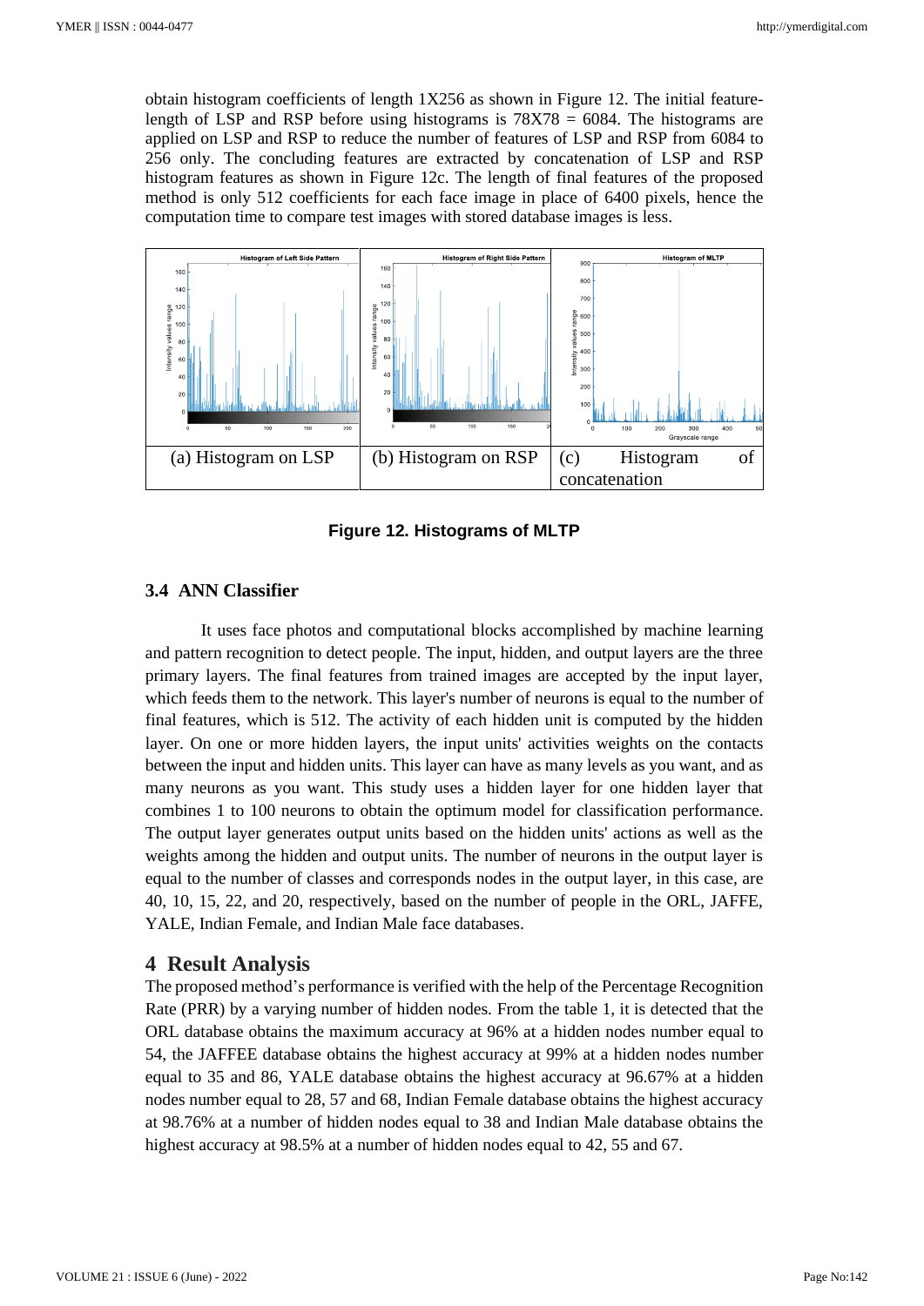obtain histogram coefficients of length 1X256 as shown in Figure 12. The initial feature-length of LSP and RSP before using histograms is 78X78 = 6084. The histograms are applied on LSP and RSP to reduce the number of features of LSP and RSP from 6084 to 256 only. The concluding features are extracted by concatenation of LSP and RSP histogram features as shown in Figure 12c. The length of final features of the proposed method is only 512 coefficients for each face image in place of 6400 pixels, hence the computation time to compare test images with stored database images is less.

| (a) Histogram on LSP | (b) Histogram on RSP | (c) Histogram of concatenation |
|---|---|---|

**Figure 12. Histograms of MLTP**

### 3.4 ANN Classifier

It uses face photos and computational blocks accomplished by machine learning and pattern recognition to detect people. The input, hidden, and output layers are the three primary layers. The final features from trained images are accepted by the input layer, which feeds them to the network. This layer's number of neurons is equal to the number of final features, which is 512. The activity of each hidden unit is computed by the hidden layer. On one or more hidden layers, the input units' activities weights on the contacts between the input and hidden units. This layer can have as many levels as you want, and as many neurons as you want. This study uses a hidden layer for one hidden layer that combines 1 to 100 neurons to obtain the optimum model for classification performance. The output layer generates output units based on the hidden units' actions as well as the weights among the hidden and output units. The number of neurons in the output layer is equal to the number of classes and corresponds nodes in the output layer, in this case, are 40, 10, 15, 22, and 20, respectively, based on the number of people in the ORL, JAFFE, YALE, Indian Female, and Indian Male face databases.

## 4 Result Analysis

The proposed method's performance is verified with the help of the Percentage Recognition Rate (PRR) by a varying number of hidden nodes. From the table 1, it is detected that the ORL database obtains the maximum accuracy at 96% at a hidden nodes number equal to 54, the JAFFEE database obtains the highest accuracy at 99% at a hidden nodes number equal to 35 and 86, YALE database obtains the highest accuracy at 96.67% at a hidden nodes number equal to 28, 57 and 68, Indian Female database obtains the highest accuracy at 98.76% at a number of hidden nodes equal to 38 and Indian Male database obtains the highest accuracy at 98.5% at a number of hidden nodes equal to 42, 55 and 67.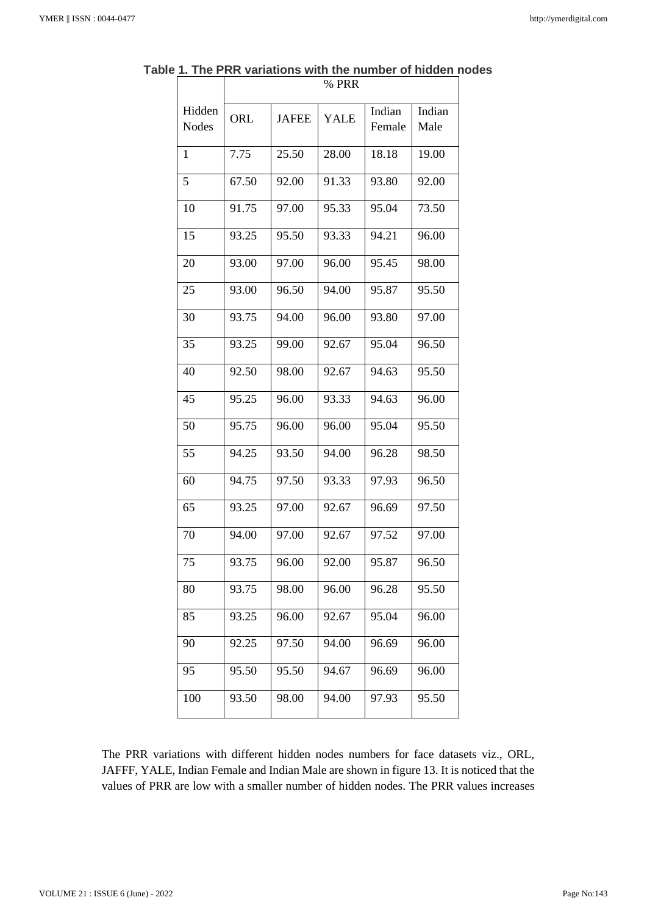**Table 1. The PRR variations with the number of hidden nodes**

| Hidden Nodes | % PRR | | | | |
|---|---|---|---|---|---|
| | ORL | JAFEE | YALE | Indian Female | Indian Male |
| 1 | 7.75 | 25.50 | 28.00 | 18.18 | 19.00 |
| 5 | 67.50 | 92.00 | 91.33 | 93.80 | 92.00 |
| 10 | 91.75 | 97.00 | 95.33 | 95.04 | 73.50 |
| 15 | 93.25 | 95.50 | 93.33 | 94.21 | 96.00 |
| 20 | 93.00 | 97.00 | 96.00 | 95.45 | 98.00 |
| 25 | 93.00 | 96.50 | 94.00 | 95.87 | 95.50 |
| 30 | 93.75 | 94.00 | 96.00 | 93.80 | 97.00 |
| 35 | 93.25 | 99.00 | 92.67 | 95.04 | 96.50 |
| 40 | 92.50 | 98.00 | 92.67 | 94.63 | 95.50 |
| 45 | 95.25 | 96.00 | 93.33 | 94.63 | 96.00 |
| 50 | 95.75 | 96.00 | 96.00 | 95.04 | 95.50 |
| 55 | 94.25 | 93.50 | 94.00 | 96.28 | 98.50 |
| 60 | 94.75 | 97.50 | 93.33 | 97.93 | 96.50 |
| 65 | 93.25 | 97.00 | 92.67 | 96.69 | 97.50 |
| 70 | 94.00 | 97.00 | 92.67 | 97.52 | 97.00 |
| 75 | 93.75 | 96.00 | 92.00 | 95.87 | 96.50 |
| 80 | 93.75 | 98.00 | 96.00 | 96.28 | 95.50 |
| 85 | 93.25 | 96.00 | 92.67 | 95.04 | 96.00 |
| 90 | 92.25 | 97.50 | 94.00 | 96.69 | 96.00 |
| 95 | 95.50 | 95.50 | 94.67 | 96.69 | 96.00 |
| 100 | 93.50 | 98.00 | 94.00 | 97.93 | 95.50 |

The PRR variations with different hidden nodes numbers for face datasets viz., ORL, JAFFF, YALE, Indian Female and Indian Male are shown in figure 13. It is noticed that the values of PRR are low with a smaller number of hidden nodes. The PRR values increases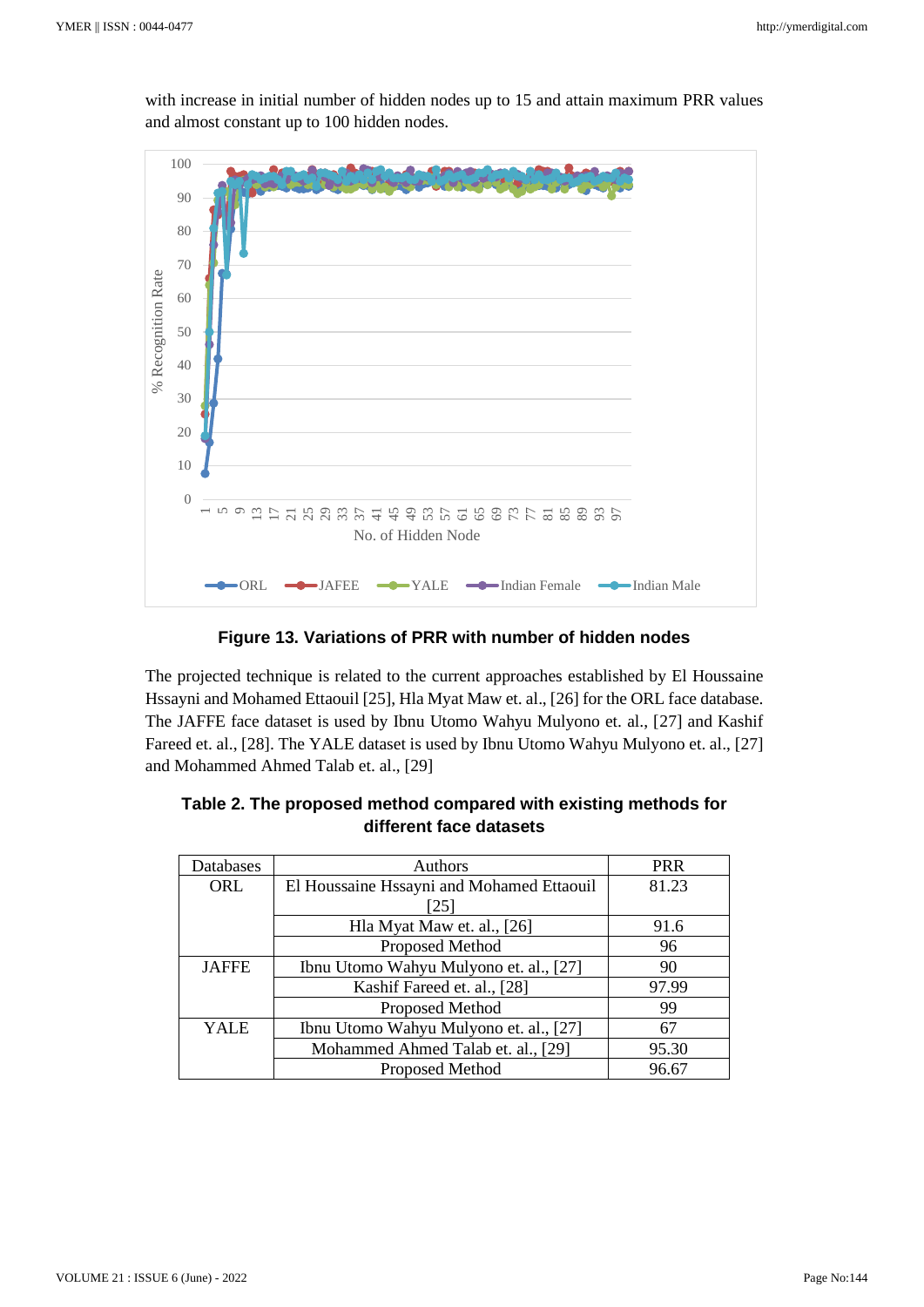with increase in initial number of hidden nodes up to 15 and attain maximum PRR values and almost constant up to 100 hidden nodes.

**Figure 13. Variations of PRR with number of hidden nodes**

The projected technique is related to the current approaches established by El Houssaine Hssayni and Mohamed Ettaouil [25], Hla Myat Maw et. al., [26] for the ORL face database. The JAFFE face dataset is used by Ibnu Utomo Wahyu Mulyono et. al., [27] and Kashif Fareed et. al., [28]. The YALE dataset is used by Ibnu Utomo Wahyu Mulyono et. al., [27] and Mohammed Ahmed Talab et. al., [29]

**Table 2. The proposed method compared with existing methods for different face datasets**

| Databases | Authors | PRR |
|---|---|---|
| ORL | El Houssaine Hssayni and Mohamed Ettaouil [25] | 81.23 |
| | Hla Myat Maw et. al., [26] | 91.6 |
| | Proposed Method | 96 |
| JAFFE | Ibnu Utomo Wahyu Mulyono et. al., [27] | 90 |
| | Kashif Fareed et. al., [28] | 97.99 |
| | Proposed Method | 99 |
| YALE | Ibnu Utomo Wahyu Mulyono et. al., [27] | 67 |
| | Mohammed Ahmed Talab et. al., [29] | 95.30 |
| | Proposed Method | 96.67 |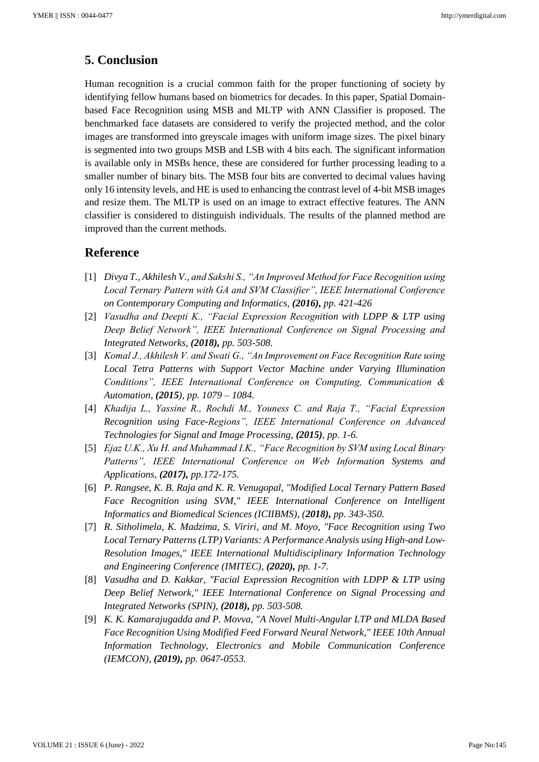## 5. Conclusion

Human recognition is a crucial common faith for the proper functioning of society by identifying fellow humans based on biometrics for decades. In this paper, Spatial Domain-based Face Recognition using MSB and MLTP with ANN Classifier is proposed. The benchmarked face datasets are considered to verify the projected method, and the color images are transformed into greyscale images with uniform image sizes. The pixel binary is segmented into two groups MSB and LSB with 4 bits each. The significant information is available only in MSBs hence, these are considered for further processing leading to a smaller number of binary bits. The MSB four bits are converted to decimal values having only 16 intensity levels, and HE is used to enhancing the contrast level of 4-bit MSB images and resize them. The MLTP is used on an image to extract effective features. The ANN classifier is considered to distinguish individuals. The results of the planned method are improved than the current methods.

## Reference

[1] *Divya T., Akhilesh V., and Sakshi S., "An Improved Method for Face Recognition using Local Ternary Pattern with GA and SVM Classifier", IEEE International Conference on Contemporary Computing and Informatics, **(2016),** pp. 421-426*

[2] *Vasudha and Deepti K., "Facial Expression Recognition with LDPP & LTP using Deep Belief Network", IEEE International Conference on Signal Processing and Integrated Networks, **(2018),** pp. 503-508.*

[3] *Komal J., Akhilesh V. and Swati G., "An Improvement on Face Recognition Rate using Local Tetra Patterns with Support Vector Machine under Varying Illumination Conditions", IEEE International Conference on Computing, Communication & Automation, **(2015)**, pp. 1079 – 1084.*

[4] *Khadija L., Yassine R., Rochdi M., Youness C. and Raja T., "Facial Expression Recognition using Face-Regions", IEEE International Conference on Advanced Technologies for Signal and Image Processing, **(2015)**, pp. 1-6.*

[5] *Ejaz U.K., Xu H. and Muhammad I.K., "Face Recognition by SVM using Local Binary Patterns", IEEE International Conference on Web Information Systems and Applications, **(2017),** pp.172-175.*

[6] *P. Rangsee, K. B. Raja and K. R. Venugopal, "Modified Local Ternary Pattern Based Face Recognition using SVM," IEEE International Conference on Intelligent Informatics and Biomedical Sciences (ICIIBMS), **(2018),** pp. 343-350.*

[7] *R. Sitholimela, K. Madzima, S. Viriri, and M. Moyo, "Face Recognition using Two Local Ternary Patterns (LTP) Variants: A Performance Analysis using High-and Low-Resolution Images," IEEE International Multidisciplinary Information Technology and Engineering Conference (IMITEC), **(2020),** pp. 1-7.*

[8] *Vasudha and D. Kakkar, "Facial Expression Recognition with LDPP & LTP using Deep Belief Network," IEEE International Conference on Signal Processing and Integrated Networks (SPIN), **(2018),** pp. 503-508.*

[9] *K. K. Kamarajugadda and P. Movva, "A Novel Multi-Angular LTP and MLDA Based Face Recognition Using Modified Feed Forward Neural Network," IEEE 10th Annual Information Technology, Electronics and Mobile Communication Conference (IEMCON), **(2019),** pp. 0647-0553.*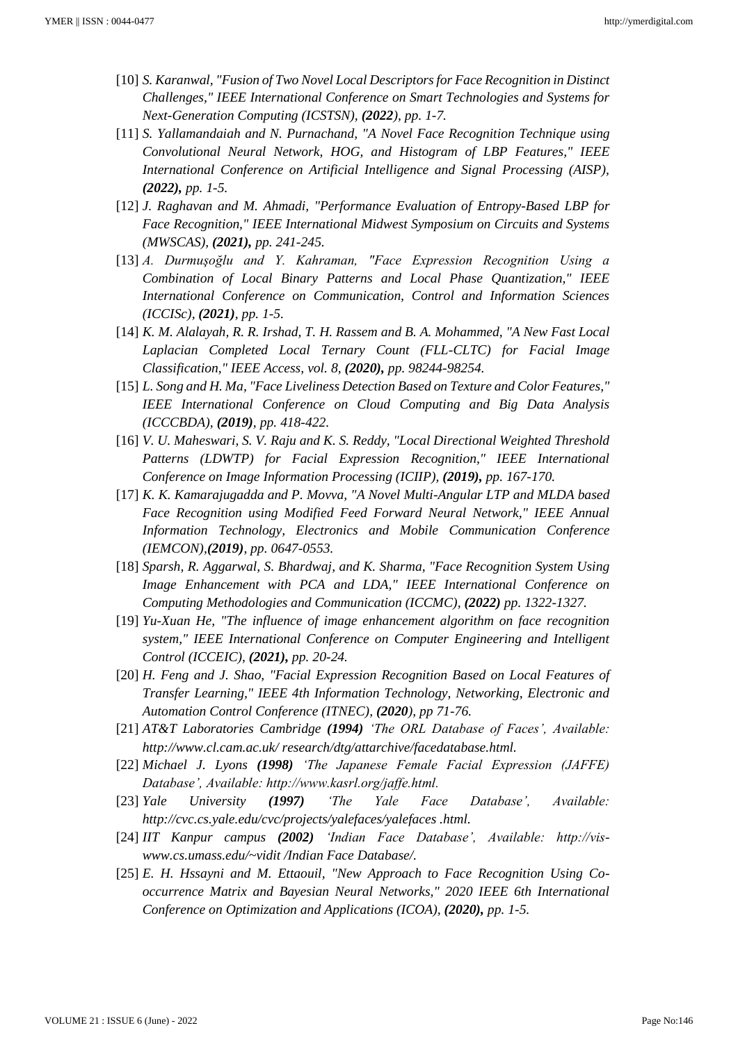[10] *S. Karanwal, "Fusion of Two Novel Local Descriptors for Face Recognition in Distinct Challenges," IEEE International Conference on Smart Technologies and Systems for Next-Generation Computing (ICSTSN), **(2022)**, pp. 1-7.*

[11] *S. Yallamandaiah and N. Purnachand, "A Novel Face Recognition Technique using Convolutional Neural Network, HOG, and Histogram of LBP Features," IEEE International Conference on Artificial Intelligence and Signal Processing (AISP), **(2022),** pp. 1-5.*

[12] *J. Raghavan and M. Ahmadi, "Performance Evaluation of Entropy-Based LBP for Face Recognition," IEEE International Midwest Symposium on Circuits and Systems (MWSCAS), **(2021),** pp. 241-245.*

[13] *A. Durmuşoğlu and Y. Kahraman, "Face Expression Recognition Using a Combination of Local Binary Patterns and Local Phase Quantization," IEEE International Conference on Communication, Control and Information Sciences (ICCISc), **(2021)**, pp. 1-5.*

[14] *K. M. Alalayah, R. R. Irshad, T. H. Rassem and B. A. Mohammed, "A New Fast Local Laplacian Completed Local Ternary Count (FLL-CLTC) for Facial Image Classification," IEEE Access, vol. 8, **(2020),** pp. 98244-98254.*

[15] *L. Song and H. Ma, "Face Liveliness Detection Based on Texture and Color Features," IEEE International Conference on Cloud Computing and Big Data Analysis (ICCCBDA), **(2019)**, pp. 418-422.*

[16] *V. U. Maheswari, S. V. Raju and K. S. Reddy, "Local Directional Weighted Threshold Patterns (LDWTP) for Facial Expression Recognition," IEEE International Conference on Image Information Processing (ICIIP), **(2019),** pp. 167-170.*

[17] *K. K. Kamarajugadda and P. Movva, "A Novel Multi-Angular LTP and MLDA based Face Recognition using Modified Feed Forward Neural Network," IEEE Annual Information Technology, Electronics and Mobile Communication Conference (IEMCON),**(2019)**, pp. 0647-0553.*

[18] *Sparsh, R. Aggarwal, S. Bhardwaj, and K. Sharma, "Face Recognition System Using Image Enhancement with PCA and LDA," IEEE International Conference on Computing Methodologies and Communication (ICCMC), **(2022)** pp. 1322-1327.*

[19] *Yu-Xuan He, "The influence of image enhancement algorithm on face recognition system," IEEE International Conference on Computer Engineering and Intelligent Control (ICCEIC), **(2021),** pp. 20-24.*

[20] *H. Feng and J. Shao, "Facial Expression Recognition Based on Local Features of Transfer Learning," IEEE 4th Information Technology, Networking, Electronic and Automation Control Conference (ITNEC), **(2020)**, pp 71-76.*

[21] *AT&T Laboratories Cambridge **(1994)** 'The ORL Database of Faces', Available: http://www.cl.cam.ac.uk/ research/dtg/attarchive/facedatabase.html.*

[22] *Michael J. Lyons **(1998)** 'The Japanese Female Facial Expression (JAFFE) Database', Available: http://www.kasrl.org/jaffe.html.*

[23] *Yale University **(1997)** 'The Yale Face Database', Available: http://cvc.cs.yale.edu/cvc/projects/yalefaces/yalefaces .html.*

[24] *IIT Kanpur campus **(2002)** 'Indian Face Database', Available: http://vis-www.cs.umass.edu/~vidit /Indian Face Database/.*

[25] *E. H. Hssayni and M. Ettaouil, "New Approach to Face Recognition Using Co-occurrence Matrix and Bayesian Neural Networks," 2020 IEEE 6th International Conference on Optimization and Applications (ICOA), **(2020),** pp. 1-5.*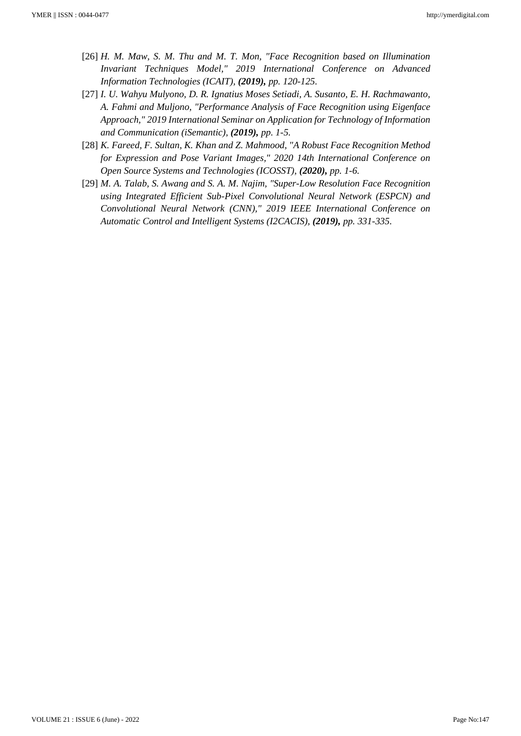[26] *H. M. Maw, S. M. Thu and M. T. Mon, "Face Recognition based on Illumination Invariant Techniques Model," 2019 International Conference on Advanced Information Technologies (ICAIT),* ***(2019),*** *pp. 120-125.*

[27] *I. U. Wahyu Mulyono, D. R. Ignatius Moses Setiadi, A. Susanto, E. H. Rachmawanto, A. Fahmi and Muljono, "Performance Analysis of Face Recognition using Eigenface Approach," 2019 International Seminar on Application for Technology of Information and Communication (iSemantic),* ***(2019),*** *pp. 1-5.*

[28] *K. Fareed, F. Sultan, K. Khan and Z. Mahmood, "A Robust Face Recognition Method for Expression and Pose Variant Images," 2020 14th International Conference on Open Source Systems and Technologies (ICOSST),* ***(2020),*** *pp. 1-6.*

[29] *M. A. Talab, S. Awang and S. A. M. Najim, "Super-Low Resolution Face Recognition using Integrated Efficient Sub-Pixel Convolutional Neural Network (ESPCN) and Convolutional Neural Network (CNN)," 2019 IEEE International Conference on Automatic Control and Intelligent Systems (I2CACIS),* ***(2019),*** *pp. 331-335.*